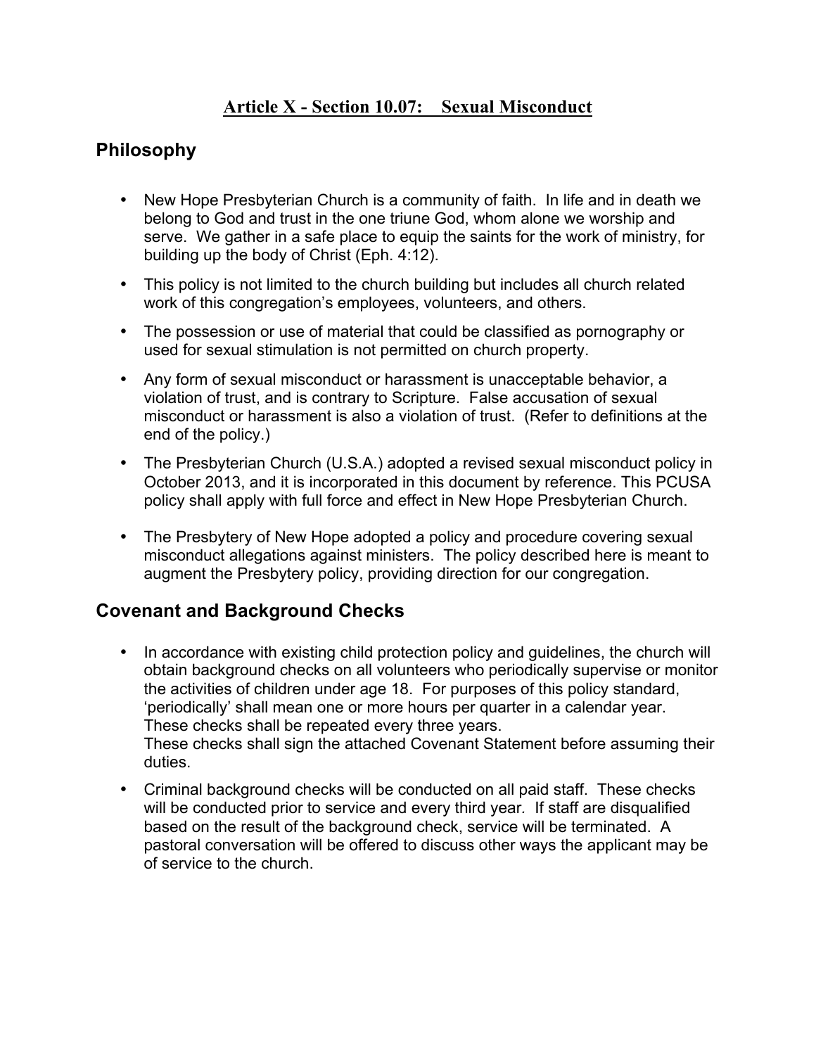# **Article X - Section 10.07: Sexual Misconduct**

## Philosophy

- New Hope Presbyterian Church is a community of faith. In life and in death we belong to God and trust in the one triune God, whom alone we worship and serve. We gather in a safe place to equip the saints for the work of ministry, for building up the body of Christ (Eph. 4:12).
- This policy is not limited to the church building but includes all church related work of this congregation's employees, volunteers, and others.
- The possession or use of material that could be classified as pornography or used for sexual stimulation is not permitted on church property.
- Any form of sexual misconduct or harassment is unacceptable behavior, a violation of trust, and is contrary to Scripture. False accusation of sexual misconduct or harassment is also a violation of trust. (Refer to definitions at the end of the policy.)
- The Presbyterian Church (U.S.A.) adopted a revised sexual misconduct policy in October 2013, and it is incorporated in this document by reference. This PCUSA policy shall apply with full force and effect in New Hope Presbyterian Church.
- The Presbytery of New Hope adopted a policy and procedure covering sexual misconduct allegations against ministers. The policy described here is meant to augment the Presbytery policy, providing direction for our congregation.

## Covenant and Background Checks

- In accordance with existing child protection policy and guidelines, the church will obtain background checks on all volunteers who periodically supervise or monitor the activities of children under age 18. For purposes of this policy standard, 'periodically' shall mean one or more hours per quarter in a calendar year. These checks shall be repeated every three years.
  These checks shall sign the attached Covenant Statement before assuming their duties.
- Criminal background checks will be conducted on all paid staff. These checks will be conducted prior to service and every third year. If staff are disqualified based on the result of the background check, service will be terminated. A pastoral conversation will be offered to discuss other ways the applicant may be of service to the church.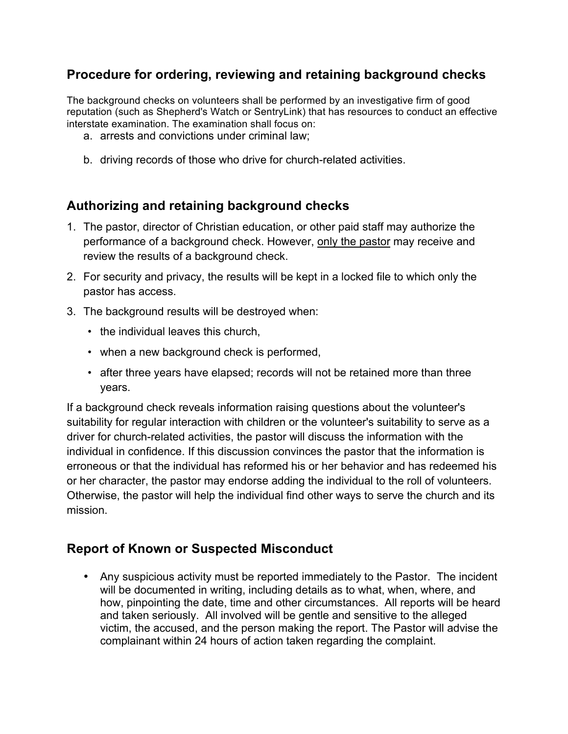## Procedure for ordering, reviewing and retaining background checks

The background checks on volunteers shall be performed by an investigative firm of good reputation (such as Shepherd's Watch or SentryLink) that has resources to conduct an effective interstate examination. The examination shall focus on:

a. arrests and convictions under criminal law;

b. driving records of those who drive for church-related activities.

## Authorizing and retaining background checks

1. The pastor, director of Christian education, or other paid staff may authorize the performance of a background check. However, <u>only the pastor</u> may receive and review the results of a background check.
2. For security and privacy, the results will be kept in a locked file to which only the pastor has access.
3. The background results will be destroyed when:
   - the individual leaves this church,
   - when a new background check is performed,
   - after three years have elapsed; records will not be retained more than three years.

If a background check reveals information raising questions about the volunteer's suitability for regular interaction with children or the volunteer's suitability to serve as a driver for church-related activities, the pastor will discuss the information with the individual in confidence. If this discussion convinces the pastor that the information is erroneous or that the individual has reformed his or her behavior and has redeemed his or her character, the pastor may endorse adding the individual to the roll of volunteers. Otherwise, the pastor will help the individual find other ways to serve the church and its mission.

## Report of Known or Suspected Misconduct

- Any suspicious activity must be reported immediately to the Pastor. The incident will be documented in writing, including details as to what, when, where, and how, pinpointing the date, time and other circumstances. All reports will be heard and taken seriously. All involved will be gentle and sensitive to the alleged victim, the accused, and the person making the report. The Pastor will advise the complainant within 24 hours of action taken regarding the complaint.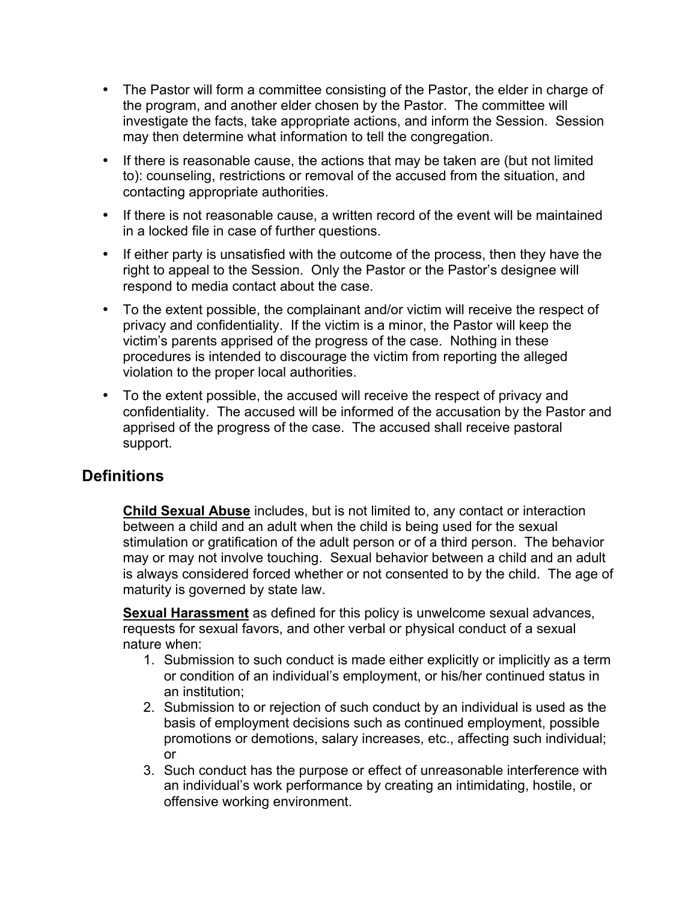- The Pastor will form a committee consisting of the Pastor, the elder in charge of the program, and another elder chosen by the Pastor. The committee will investigate the facts, take appropriate actions, and inform the Session. Session may then determine what information to tell the congregation.
- If there is reasonable cause, the actions that may be taken are (but not limited to): counseling, restrictions or removal of the accused from the situation, and contacting appropriate authorities.
- If there is not reasonable cause, a written record of the event will be maintained in a locked file in case of further questions.
- If either party is unsatisfied with the outcome of the process, then they have the right to appeal to the Session. Only the Pastor or the Pastor's designee will respond to media contact about the case.
- To the extent possible, the complainant and/or victim will receive the respect of privacy and confidentiality. If the victim is a minor, the Pastor will keep the victim's parents apprised of the progress of the case. Nothing in these procedures is intended to discourage the victim from reporting the alleged violation to the proper local authorities.
- To the extent possible, the accused will receive the respect of privacy and confidentiality. The accused will be informed of the accusation by the Pastor and apprised of the progress of the case. The accused shall receive pastoral support.

## Definitions

**Child Sexual Abuse** includes, but is not limited to, any contact or interaction between a child and an adult when the child is being used for the sexual stimulation or gratification of the adult person or of a third person. The behavior may or may not involve touching. Sexual behavior between a child and an adult is always considered forced whether or not consented to by the child. The age of maturity is governed by state law.

**Sexual Harassment** as defined for this policy is unwelcome sexual advances, requests for sexual favors, and other verbal or physical conduct of a sexual nature when:

1. Submission to such conduct is made either explicitly or implicitly as a term or condition of an individual's employment, or his/her continued status in an institution;
2. Submission to or rejection of such conduct by an individual is used as the basis of employment decisions such as continued employment, possible promotions or demotions, salary increases, etc., affecting such individual; or
3. Such conduct has the purpose or effect of unreasonable interference with an individual's work performance by creating an intimidating, hostile, or offensive working environment.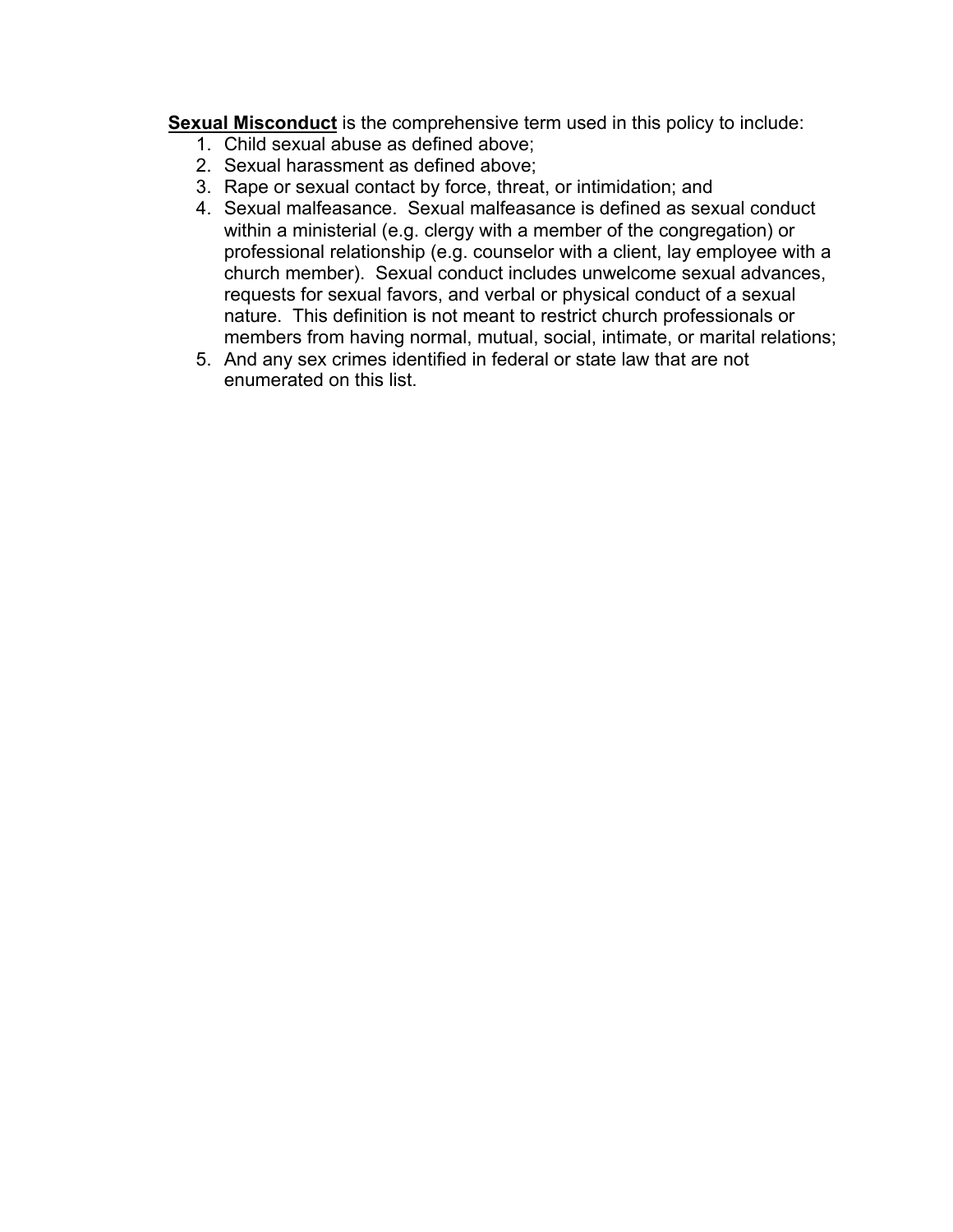**Sexual Misconduct** is the comprehensive term used in this policy to include:

1. Child sexual abuse as defined above;
2. Sexual harassment as defined above;
3. Rape or sexual contact by force, threat, or intimidation; and
4. Sexual malfeasance. Sexual malfeasance is defined as sexual conduct within a ministerial (e.g. clergy with a member of the congregation) or professional relationship (e.g. counselor with a client, lay employee with a church member). Sexual conduct includes unwelcome sexual advances, requests for sexual favors, and verbal or physical conduct of a sexual nature. This definition is not meant to restrict church professionals or members from having normal, mutual, social, intimate, or marital relations;
5. And any sex crimes identified in federal or state law that are not enumerated on this list.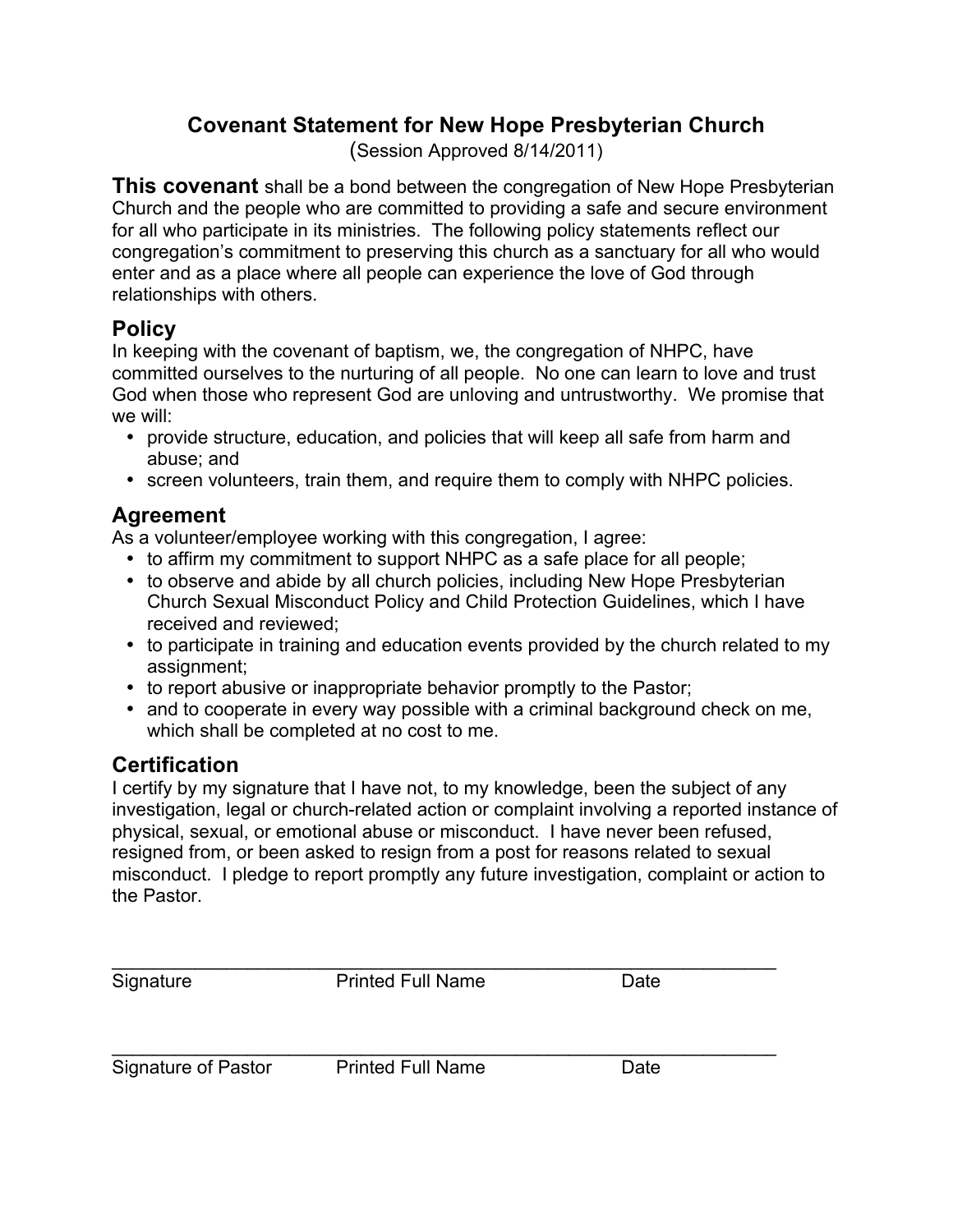# Covenant Statement for New Hope Presbyterian Church

(Session Approved 8/14/2011)

**This covenant** shall be a bond between the congregation of New Hope Presbyterian Church and the people who are committed to providing a safe and secure environment for all who participate in its ministries. The following policy statements reflect our congregation's commitment to preserving this church as a sanctuary for all who would enter and as a place where all people can experience the love of God through relationships with others.

## Policy

In keeping with the covenant of baptism, we, the congregation of NHPC, have committed ourselves to the nurturing of all people. No one can learn to love and trust God when those who represent God are unloving and untrustworthy. We promise that we will:

- provide structure, education, and policies that will keep all safe from harm and abuse; and
- screen volunteers, train them, and require them to comply with NHPC policies.

## Agreement

As a volunteer/employee working with this congregation, I agree:

- to affirm my commitment to support NHPC as a safe place for all people;
- to observe and abide by all church policies, including New Hope Presbyterian Church Sexual Misconduct Policy and Child Protection Guidelines, which I have received and reviewed;
- to participate in training and education events provided by the church related to my assignment;
- to report abusive or inappropriate behavior promptly to the Pastor;
- and to cooperate in every way possible with a criminal background check on me, which shall be completed at no cost to me.

## Certification

I certify by my signature that I have not, to my knowledge, been the subject of any investigation, legal or church-related action or complaint involving a reported instance of physical, sexual, or emotional abuse or misconduct. I have never been refused, resigned from, or been asked to resign from a post for reasons related to sexual misconduct. I pledge to report promptly any future investigation, complaint or action to the Pastor.

\_\_\_\_\_\_\_\_\_\_\_\_\_\_\_\_\_\_\_\_\_\_\_\_\_\_\_\_\_\_\_\_\_\_\_\_\_\_\_\_\_\_\_\_\_\_\_\_\_\_\_\_\_\_\_\_\_\_\_\_

Signature　　　　　Printed Full Name　　　　　Date

\_\_\_\_\_\_\_\_\_\_\_\_\_\_\_\_\_\_\_\_\_\_\_\_\_\_\_\_\_\_\_\_\_\_\_\_\_\_\_\_\_\_\_\_\_\_\_\_\_\_\_\_\_\_\_\_\_\_\_\_

Signature of Pastor　　　　　Printed Full Name　　　　　Date